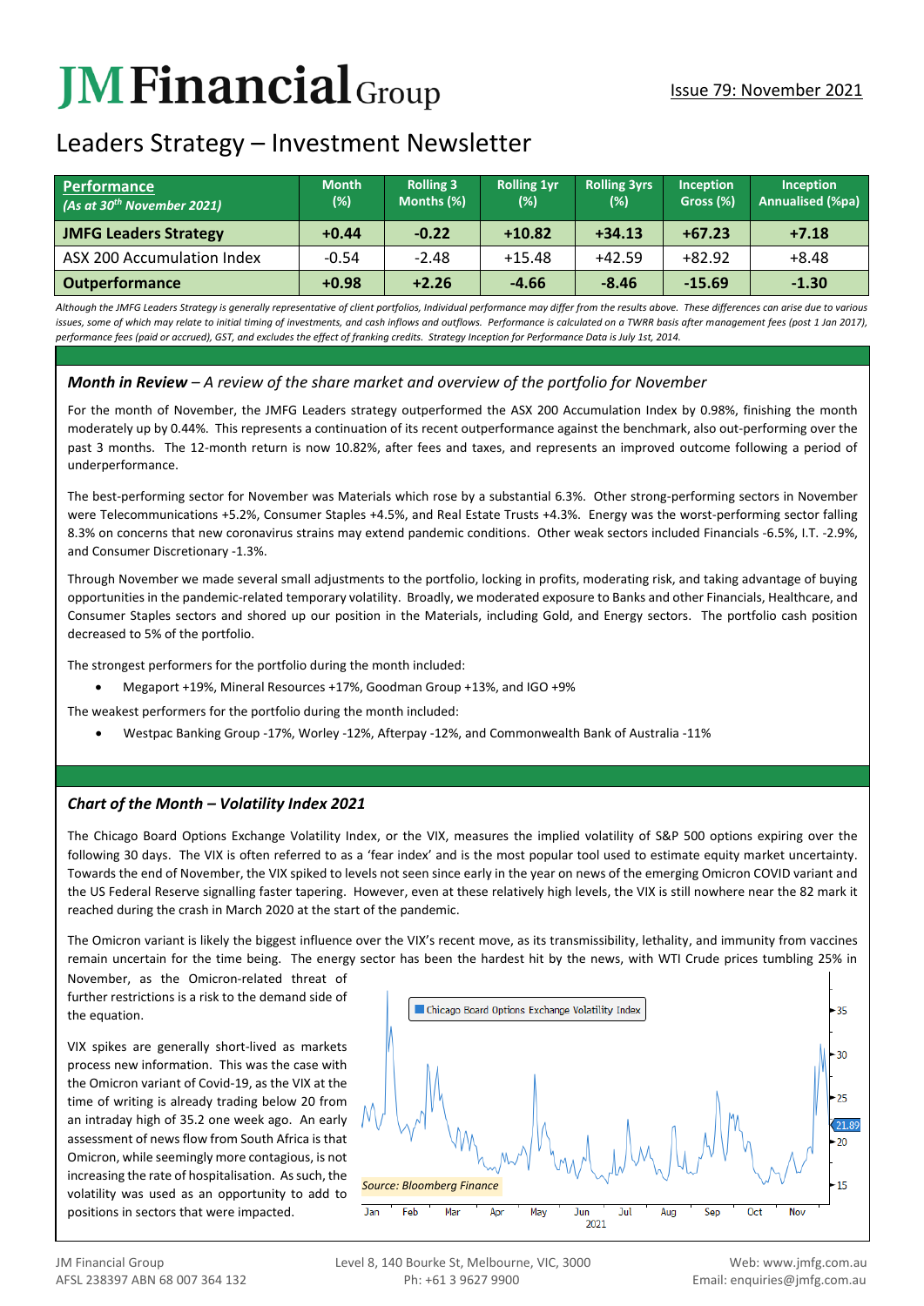# JM Financial Group

Issue 79: November 2021

## Leaders Strategy – Investment Newsletter

| **Performance** *(As at 30th November 2021)* | Month (%) | Rolling 3 Months (%) | Rolling 1yr (%) | Rolling 3yrs (%) | Inception Gross (%) | Inception Annualised (%pa) |
|---|---|---|---|---|---|---|
| **JMFG Leaders Strategy** | **+0.44** | **-0.22** | **+10.82** | **+34.13** | **+67.23** | **+7.18** |
| ASX 200 Accumulation Index | -0.54 | -2.48 | +15.48 | +42.59 | +82.92 | +8.48 |
| **Outperformance** | **+0.98** | **+2.26** | **-4.66** | **-8.46** | **-15.69** | **-1.30** |

*Although the JMFG Leaders Strategy is generally representative of client portfolios, Individual performance may differ from the results above. These differences can arise due to various issues, some of which may relate to initial timing of investments, and cash inflows and outflows. Performance is calculated on a TWRR basis after management fees (post 1 Jan 2017), performance fees (paid or accrued), GST, and excludes the effect of franking credits. Strategy Inception for Performance Data is July 1st, 2014.*

### *Month in Review – A review of the share market and overview of the portfolio for November*

For the month of November, the JMFG Leaders strategy outperformed the ASX 200 Accumulation Index by 0.98%, finishing the month moderately up by 0.44%. This represents a continuation of its recent outperformance against the benchmark, also out-performing over the past 3 months. The 12-month return is now 10.82%, after fees and taxes, and represents an improved outcome following a period of underperformance.

The best-performing sector for November was Materials which rose by a substantial 6.3%. Other strong-performing sectors in November were Telecommunications +5.2%, Consumer Staples +4.5%, and Real Estate Trusts +4.3%. Energy was the worst-performing sector falling 8.3% on concerns that new coronavirus strains may extend pandemic conditions. Other weak sectors included Financials -6.5%, I.T. -2.9%, and Consumer Discretionary -1.3%.

Through November we made several small adjustments to the portfolio, locking in profits, moderating risk, and taking advantage of buying opportunities in the pandemic-related temporary volatility. Broadly, we moderated exposure to Banks and other Financials, Healthcare, and Consumer Staples sectors and shored up our position in the Materials, including Gold, and Energy sectors. The portfolio cash position decreased to 5% of the portfolio.

The strongest performers for the portfolio during the month included:

- Megaport +19%, Mineral Resources +17%, Goodman Group +13%, and IGO +9%

The weakest performers for the portfolio during the month included:

- Westpac Banking Group -17%, Worley -12%, Afterpay -12%, and Commonwealth Bank of Australia -11%

### *Chart of the Month – Volatility Index 2021*

The Chicago Board Options Exchange Volatility Index, or the VIX, measures the implied volatility of S&P 500 options expiring over the following 30 days. The VIX is often referred to as a 'fear index' and is the most popular tool used to estimate equity market uncertainty. Towards the end of November, the VIX spiked to levels not seen since early in the year on news of the emerging Omicron COVID variant and the US Federal Reserve signalling faster tapering. However, even at these relatively high levels, the VIX is still nowhere near the 82 mark it reached during the crash in March 2020 at the start of the pandemic.

The Omicron variant is likely the biggest influence over the VIX's recent move, as its transmissibility, lethality, and immunity from vaccines remain uncertain for the time being. The energy sector has been the hardest hit by the news, with WTI Crude prices tumbling 25% in November, as the Omicron-related threat of further restrictions is a risk to the demand side of the equation.

VIX spikes are generally short-lived as markets process new information. This was the case with the Omicron variant of Covid-19, as the VIX at the time of writing is already trading below 20 from an intraday high of 35.2 one week ago. An early assessment of news flow from South Africa is that Omicron, while seemingly more contagious, is not increasing the rate of hospitalisation. As such, the volatility was used as an opportunity to add to positions in sectors that were impacted.

Chicago Board Options Exchange Volatility Index (Jan–Nov 2021, latest 21.89)

*Source: Bloomberg Finance*

JM Financial Group
AFSL 238397 ABN 68 007 364 132

Level 8, 140 Bourke St, Melbourne, VIC, 3000
Ph: +61 3 9627 9900

Web: www.jmfg.com.au
Email: enquiries@jmfg.com.au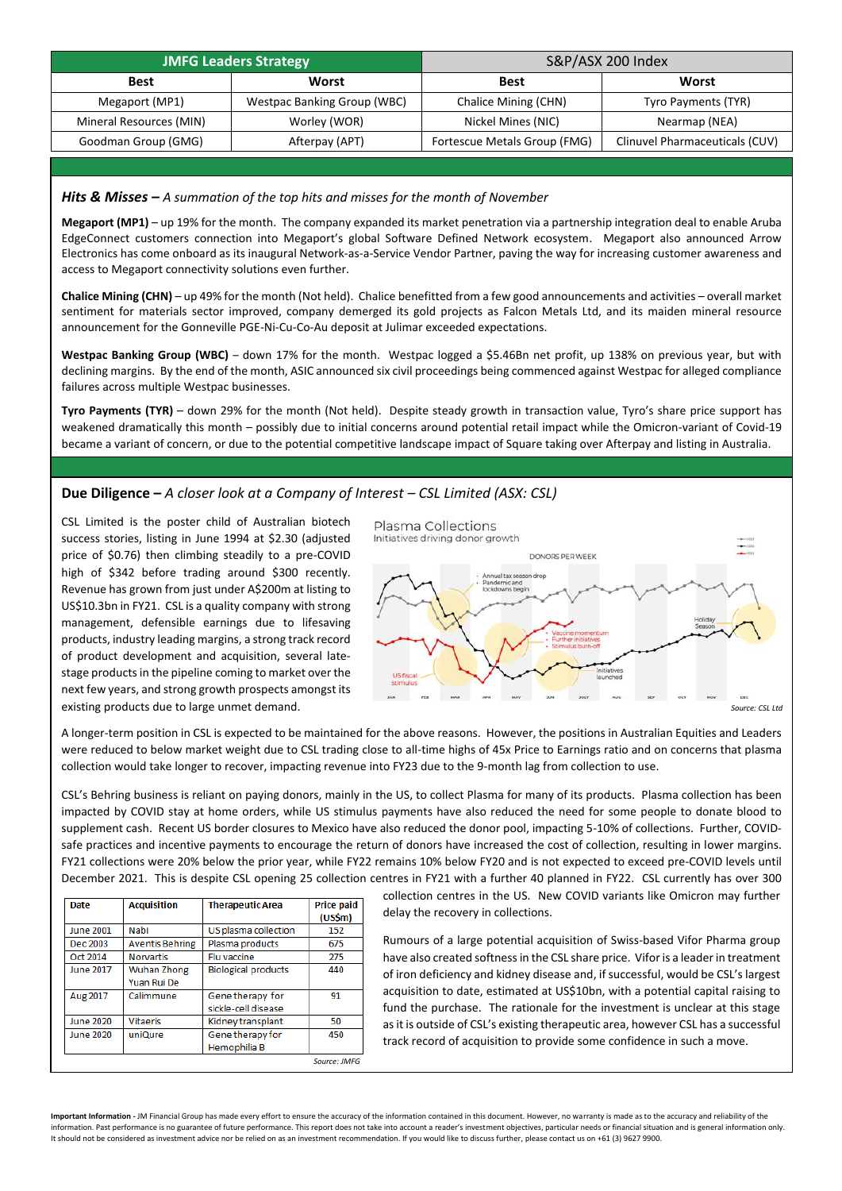| JMFG Leaders Strategy | | S&P/ASX 200 Index | |
|---|---|---|---|
| **Best** | **Worst** | **Best** | **Worst** |
| Megaport (MP1) | Westpac Banking Group (WBC) | Chalice Mining (CHN) | Tyro Payments (TYR) |
| Mineral Resources (MIN) | Worley (WOR) | Nickel Mines (NIC) | Nearmap (NEA) |
| Goodman Group (GMG) | Afterpay (APT) | Fortescue Metals Group (FMG) | Clinuvel Pharmaceuticals (CUV) |

## *Hits & Misses –* *A summation of the top hits and misses for the month of November*

**Megaport (MP1)** – up 19% for the month. The company expanded its market penetration via a partnership integration deal to enable Aruba EdgeConnect customers connection into Megaport's global Software Defined Network ecosystem. Megaport also announced Arrow Electronics has come onboard as its inaugural Network-as-a-Service Vendor Partner, paving the way for increasing customer awareness and access to Megaport connectivity solutions even further.

**Chalice Mining (CHN)** – up 49% for the month (Not held). Chalice benefitted from a few good announcements and activities – overall market sentiment for materials sector improved, company demerged its gold projects as Falcon Metals Ltd, and its maiden mineral resource announcement for the Gonneville PGE-Ni-Cu-Co-Au deposit at Julimar exceeded expectations.

**Westpac Banking Group (WBC)** – down 17% for the month. Westpac logged a $5.46Bn net profit, up 138% on previous year, but with declining margins. By the end of the month, ASIC announced six civil proceedings being commenced against Westpac for alleged compliance failures across multiple Westpac businesses.

**Tyro Payments (TYR)** – down 29% for the month (Not held). Despite steady growth in transaction value, Tyro's share price support has weakened dramatically this month – possibly due to initial concerns around potential retail impact while the Omicron-variant of Covid-19 became a variant of concern, or due to the potential competitive landscape impact of Square taking over Afterpay and listing in Australia.

## **Due Diligence –** *A closer look at a Company of Interest – CSL Limited (ASX: CSL)*

CSL Limited is the poster child of Australian biotech success stories, listing in June 1994 at $2.30 (adjusted price of $0.76) then climbing steadily to a pre-COVID high of $342 before trading around $300 recently. Revenue has grown from just under A$200m at listing to US$10.3bn in FY21. CSL is a quality company with strong management, defensible earnings due to lifesaving products, industry leading margins, a strong track record of product development and acquisition, several late-stage products in the pipeline coming to market over the next few years, and strong growth prospects amongst its existing products due to large unmet demand.

Plasma Collections
Initiatives driving donor growth
DONORS PER WEEK
Annual tax season drop
Pandemic and lockdowns begin
Vaccine momentum
Further initiatives
Stimulus burn-off
US fiscal stimulus
Initiatives launched
Holiday Season
JAN FEB MAR APR MAY JUN JULY AUG SEP OCT NOV DEC

*Source: CSL Ltd*

A longer-term position in CSL is expected to be maintained for the above reasons. However, the positions in Australian Equities and Leaders were reduced to below market weight due to CSL trading close to all-time highs of 45x Price to Earnings ratio and on concerns that plasma collection would take longer to recover, impacting revenue into FY23 due to the 9-month lag from collection to use.

CSL's Behring business is reliant on paying donors, mainly in the US, to collect Plasma for many of its products. Plasma collection has been impacted by COVID stay at home orders, while US stimulus payments have also reduced the need for some people to donate blood to supplement cash. Recent US border closures to Mexico have also reduced the donor pool, impacting 5-10% of collections. Further, COVID-safe practices and incentive payments to encourage the return of donors have increased the cost of collection, resulting in lower margins. FY21 collections were 20% below the prior year, while FY22 remains 10% below FY20 and is not expected to exceed pre-COVID levels until December 2021. This is despite CSL opening 25 collection centres in FY21 with a further 40 planned in FY22. CSL currently has over 300 collection centres in the US. New COVID variants like Omicron may further delay the recovery in collections.

| Date | Acquisition | Therapeutic Area | Price paid (US$m) |
|---|---|---|---|
| June 2001 | Nabi | US plasma collection | 152 |
| Dec 2003 | Aventis Behring | Plasma products | 675 |
| Oct 2014 | Norvartis | Flu vaccine | 275 |
| June 2017 | Wuhan Zhong Yuan Rui De | Biological products | 440 |
| Aug 2017 | Calimmune | Gene therapy for sickle-cell disease | 91 |
| June 2020 | Vitaeris | Kidney transplant | 50 |
| June 2020 | uniQure | Gene therapy for Hemophilia B | 450 |

*Source: JMFG*

Rumours of a large potential acquisition of Swiss-based Vifor Pharma group have also created softness in the CSL share price. Vifor is a leader in treatment of iron deficiency and kidney disease and, if successful, would be CSL's largest acquisition to date, estimated at US$10bn, with a potential capital raising to fund the purchase. The rationale for the investment is unclear at this stage as it is outside of CSL's existing therapeutic area, however CSL has a successful track record of acquisition to provide some confidence in such a move.

**Important Information -** JM Financial Group has made every effort to ensure the accuracy of the information contained in this document. However, no warranty is made as to the accuracy and reliability of the information. Past performance is no guarantee of future performance. This report does not take into account a reader's investment objectives, particular needs or financial situation and is general information only. It should not be considered as investment advice nor be relied on as an investment recommendation. If you would like to discuss further, please contact us on +61 (3) 9627 9900.